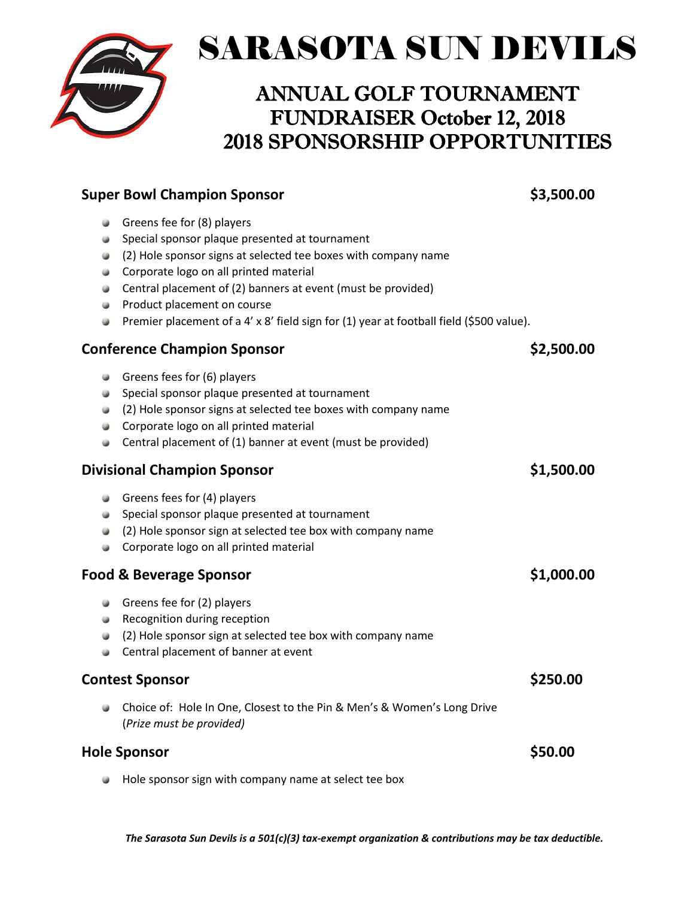# SARASOTA SUN DEVILS

## ANNUAL GOLF TOURNAMENT FUNDRAISER October 12, 2018 2018 SPONSORSHIP OPPORTUNITIES

### Super Bowl Champion Sponsor — $3,500.00

- Greens fee for (8) players
- Special sponsor plaque presented at tournament
- (2) Hole sponsor signs at selected tee boxes with company name
- Corporate logo on all printed material
- Central placement of (2) banners at event (must be provided)
- Product placement on course
- Premier placement of a 4' x 8' field sign for (1) year at football field ($500 value).

### Conference Champion Sponsor — $2,500.00

- Greens fees for (6) players
- Special sponsor plaque presented at tournament
- (2) Hole sponsor signs at selected tee boxes with company name
- Corporate logo on all printed material
- Central placement of (1) banner at event (must be provided)

### Divisional Champion Sponsor — $1,500.00

- Greens fees for (4) players
- Special sponsor plaque presented at tournament
- (2) Hole sponsor sign at selected tee box with company name
- Corporate logo on all printed material

### Food & Beverage Sponsor — $1,000.00

- Greens fee for (2) players
- Recognition during reception
- (2) Hole sponsor sign at selected tee box with company name
- Central placement of banner at event

### Contest Sponsor — $250.00

- Choice of: Hole In One, Closest to the Pin & Men's & Women's Long Drive (*Prize must be provided)*

### Hole Sponsor — $50.00

- Hole sponsor sign with company name at select tee box

***The Sarasota Sun Devils is a 501(c)(3) tax-exempt organization & contributions may be tax deductible.***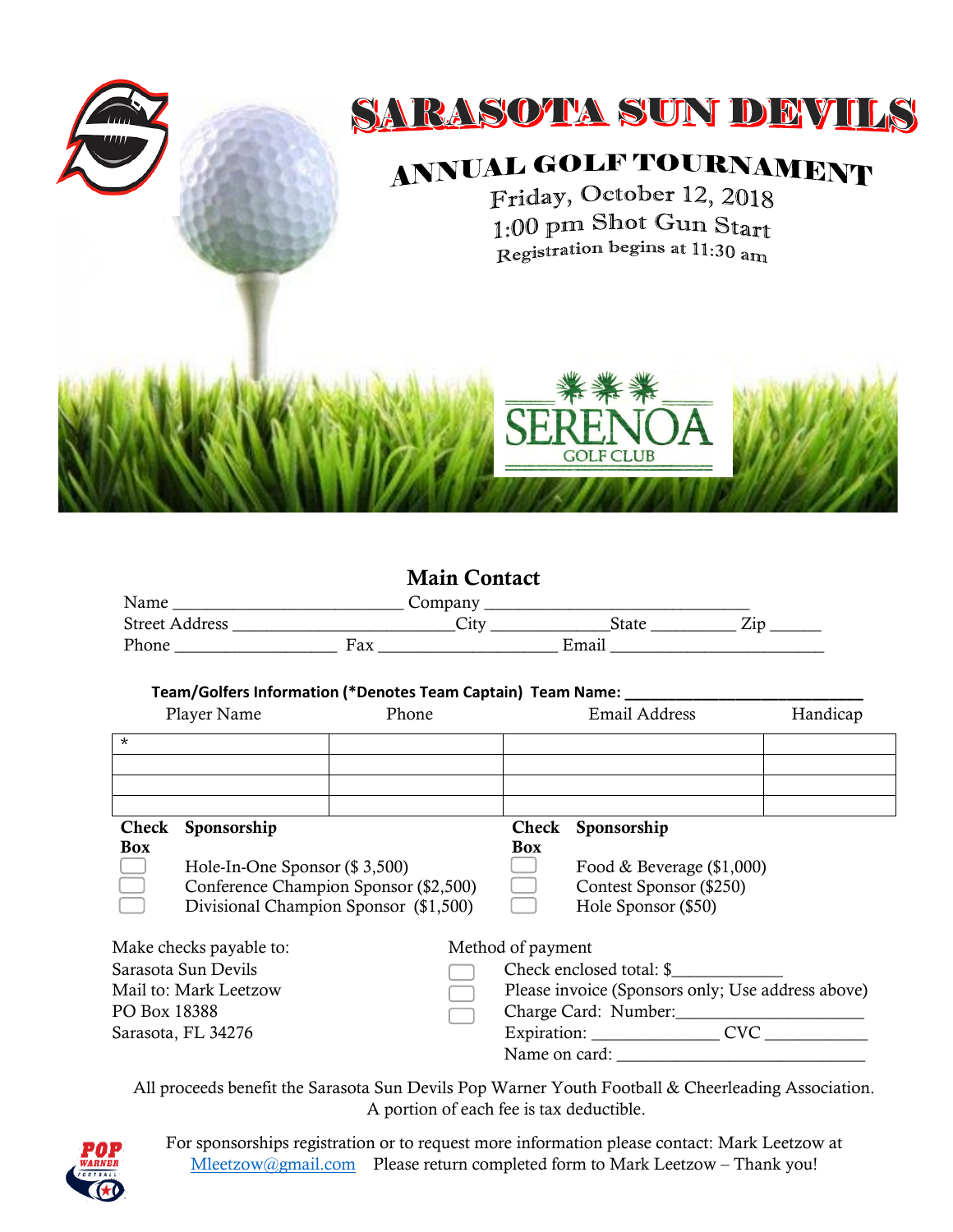# SARASOTA SUN DEVILS

## ANNUAL GOLF TOURNAMENT

Friday, October 12, 2018

1:00 pm Shot Gun Start

Registration begins at 11:30 am

SERENOA GOLF CLUB

## Main Contact

Name ___________________________ Company ______________________________

Street Address _________________________City _____________State _________ Zip ______

Phone __________________ Fax ____________________ Email ________________________

**Team/Golfers Information (*Denotes Team Captain) Team Name: ___________________________**

| Player Name | Phone | Email Address | Handicap |
|---|---|---|---|
| * | | | |
| | | | |
| | | | |
| | | | |

| Check Box | Sponsorship | Check Box | Sponsorship |
|---|---|---|---|
| ☐ | Hole-In-One Sponsor ($ 3,500) | ☐ | Food & Beverage ($1,000) |
| ☐ | Conference Champion Sponsor ($2,500) | ☐ | Contest Sponsor ($250) |
| ☐ | Divisional Champion Sponsor ($1,500) | ☐ | Hole Sponsor ($50) |

Make checks payable to:
Sarasota Sun Devils
Mail to: Mark Leetzow
PO Box 18388
Sarasota, FL 34276

Method of payment

☐ Check enclosed total: $____________

☐ Please invoice (Sponsors only; Use address above)

☐ Charge Card: Number:______________________

Expiration: ______________ CVC ___________

Name on card: ____________________________

All proceeds benefit the Sarasota Sun Devils Pop Warner Youth Football & Cheerleading Association.
A portion of each fee is tax deductible.

For sponsorships registration or to request more information please contact: Mark Leetzow at Mleetzow@gmail.com Please return completed form to Mark Leetzow – Thank you!